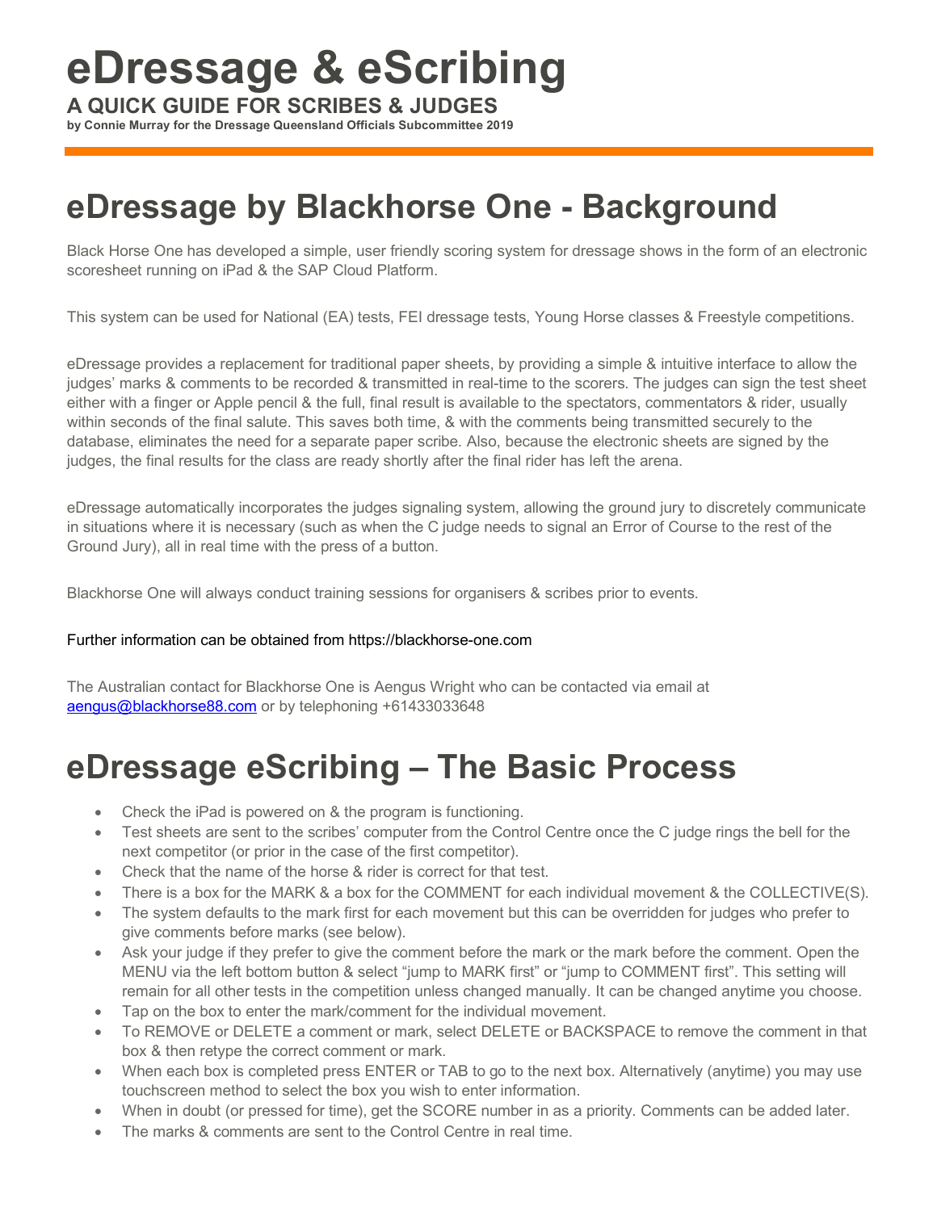# eDressage & eScribing

**A QUICK GUIDE FOR SCRIBES & JUDGES**

**by Connie Murray for the Dressage Queensland Officials Subcommittee 2019**

## eDressage by Blackhorse One - Background

Black Horse One has developed a simple, user friendly scoring system for dressage shows in the form of an electronic scoresheet running on iPad & the SAP Cloud Platform.

This system can be used for National (EA) tests, FEI dressage tests, Young Horse classes & Freestyle competitions.

eDressage provides a replacement for traditional paper sheets, by providing a simple & intuitive interface to allow the judges' marks & comments to be recorded & transmitted in real-time to the scorers. The judges can sign the test sheet either with a finger or Apple pencil & the full, final result is available to the spectators, commentators & rider, usually within seconds of the final salute. This saves both time, & with the comments being transmitted securely to the database, eliminates the need for a separate paper scribe. Also, because the electronic sheets are signed by the judges, the final results for the class are ready shortly after the final rider has left the arena.

eDressage automatically incorporates the judges signaling system, allowing the ground jury to discretely communicate in situations where it is necessary (such as when the C judge needs to signal an Error of Course to the rest of the Ground Jury), all in real time with the press of a button.

Blackhorse One will always conduct training sessions for organisers & scribes prior to events.

Further information can be obtained from https://blackhorse-one.com

The Australian contact for Blackhorse One is Aengus Wright who can be contacted via email at aengus@blackhorse88.com or by telephoning +61433033648

## eDressage eScribing – The Basic Process

- Check the iPad is powered on & the program is functioning.
- Test sheets are sent to the scribes' computer from the Control Centre once the C judge rings the bell for the next competitor (or prior in the case of the first competitor).
- Check that the name of the horse & rider is correct for that test.
- There is a box for the MARK & a box for the COMMENT for each individual movement & the COLLECTIVE(S).
- The system defaults to the mark first for each movement but this can be overridden for judges who prefer to give comments before marks (see below).
- Ask your judge if they prefer to give the comment before the mark or the mark before the comment. Open the MENU via the left bottom button & select "jump to MARK first" or "jump to COMMENT first". This setting will remain for all other tests in the competition unless changed manually. It can be changed anytime you choose.
- Tap on the box to enter the mark/comment for the individual movement.
- To REMOVE or DELETE a comment or mark, select DELETE or BACKSPACE to remove the comment in that box & then retype the correct comment or mark.
- When each box is completed press ENTER or TAB to go to the next box. Alternatively (anytime) you may use touchscreen method to select the box you wish to enter information.
- When in doubt (or pressed for time), get the SCORE number in as a priority. Comments can be added later.
- The marks & comments are sent to the Control Centre in real time.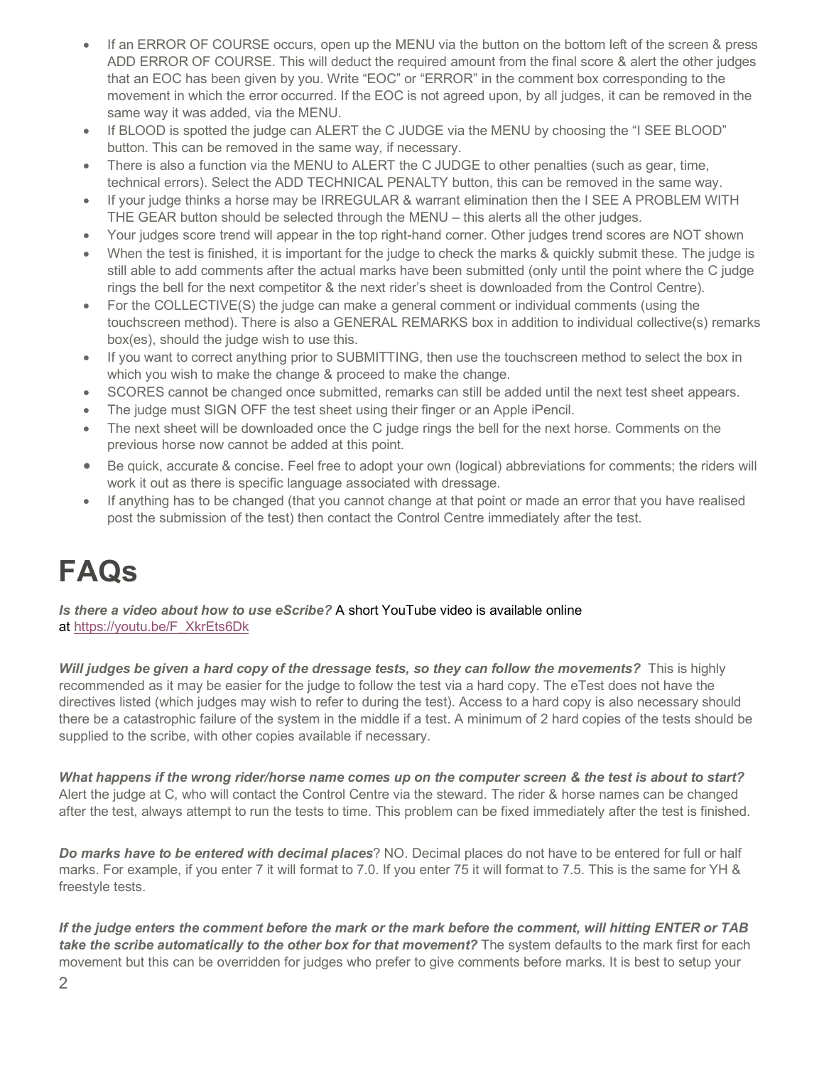- If an ERROR OF COURSE occurs, open up the MENU via the button on the bottom left of the screen & press ADD ERROR OF COURSE. This will deduct the required amount from the final score & alert the other judges that an EOC has been given by you. Write "EOC" or "ERROR" in the comment box corresponding to the movement in which the error occurred. If the EOC is not agreed upon, by all judges, it can be removed in the same way it was added, via the MENU.
- If BLOOD is spotted the judge can ALERT the C JUDGE via the MENU by choosing the "I SEE BLOOD" button. This can be removed in the same way, if necessary.
- There is also a function via the MENU to ALERT the C JUDGE to other penalties (such as gear, time, technical errors). Select the ADD TECHNICAL PENALTY button, this can be removed in the same way.
- If your judge thinks a horse may be IRREGULAR & warrant elimination then the I SEE A PROBLEM WITH THE GEAR button should be selected through the MENU – this alerts all the other judges.
- Your judges score trend will appear in the top right-hand corner. Other judges trend scores are NOT shown
- When the test is finished, it is important for the judge to check the marks & quickly submit these. The judge is still able to add comments after the actual marks have been submitted (only until the point where the C judge rings the bell for the next competitor & the next rider's sheet is downloaded from the Control Centre).
- For the COLLECTIVE(S) the judge can make a general comment or individual comments (using the touchscreen method). There is also a GENERAL REMARKS box in addition to individual collective(s) remarks box(es), should the judge wish to use this.
- If you want to correct anything prior to SUBMITTING, then use the touchscreen method to select the box in which you wish to make the change & proceed to make the change.
- SCORES cannot be changed once submitted, remarks can still be added until the next test sheet appears.
- The judge must SIGN OFF the test sheet using their finger or an Apple iPencil.
- The next sheet will be downloaded once the C judge rings the bell for the next horse. Comments on the previous horse now cannot be added at this point.
- Be quick, accurate & concise. Feel free to adopt your own (logical) abbreviations for comments; the riders will work it out as there is specific language associated with dressage.
- If anything has to be changed (that you cannot change at that point or made an error that you have realised post the submission of the test) then contact the Control Centre immediately after the test.

# FAQs

***Is there a video about how to use eScribe?*** A short YouTube video is available online at https://youtu.be/F_XkrEts6Dk

***Will judges be given a hard copy of the dressage tests, so they can follow the movements?*** This is highly recommended as it may be easier for the judge to follow the test via a hard copy. The eTest does not have the directives listed (which judges may wish to refer to during the test). Access to a hard copy is also necessary should there be a catastrophic failure of the system in the middle if a test. A minimum of 2 hard copies of the tests should be supplied to the scribe, with other copies available if necessary.

***What happens if the wrong rider/horse name comes up on the computer screen & the test is about to start?*** Alert the judge at C, who will contact the Control Centre via the steward. The rider & horse names can be changed after the test, always attempt to run the tests to time. This problem can be fixed immediately after the test is finished.

***Do marks have to be entered with decimal places***? NO. Decimal places do not have to be entered for full or half marks. For example, if you enter 7 it will format to 7.0. If you enter 75 it will format to 7.5. This is the same for YH & freestyle tests.

***If the judge enters the comment before the mark or the mark before the comment, will hitting ENTER or TAB take the scribe automatically to the other box for that movement?*** The system defaults to the mark first for each movement but this can be overridden for judges who prefer to give comments before marks. It is best to setup your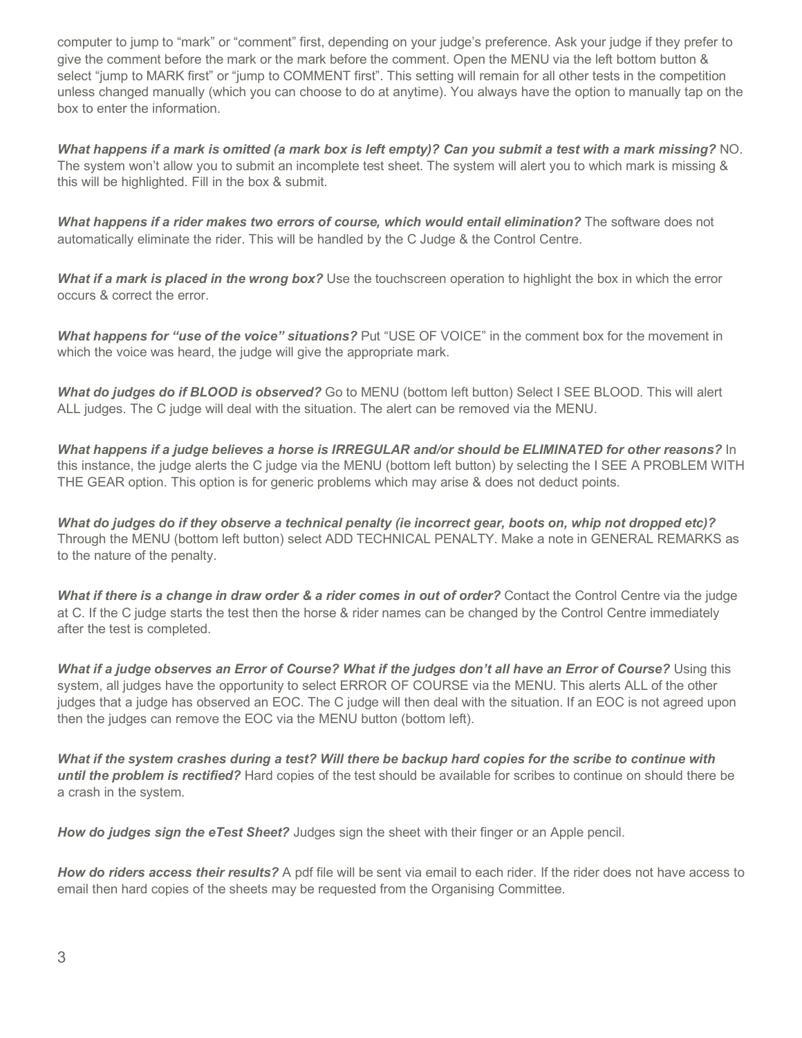computer to jump to "mark" or "comment" first, depending on your judge's preference. Ask your judge if they prefer to give the comment before the mark or the mark before the comment. Open the MENU via the left bottom button & select "jump to MARK first" or "jump to COMMENT first". This setting will remain for all other tests in the competition unless changed manually (which you can choose to do at anytime). You always have the option to manually tap on the box to enter the information.

***What happens if a mark is omitted (a mark box is left empty)? Can you submit a test with a mark missing?*** NO. The system won't allow you to submit an incomplete test sheet. The system will alert you to which mark is missing & this will be highlighted. Fill in the box & submit.

***What happens if a rider makes two errors of course, which would entail elimination?*** The software does not automatically eliminate the rider. This will be handled by the C Judge & the Control Centre.

***What if a mark is placed in the wrong box?*** Use the touchscreen operation to highlight the box in which the error occurs & correct the error.

***What happens for "use of the voice" situations?*** Put "USE OF VOICE" in the comment box for the movement in which the voice was heard, the judge will give the appropriate mark.

***What do judges do if BLOOD is observed?*** Go to MENU (bottom left button) Select I SEE BLOOD. This will alert ALL judges. The C judge will deal with the situation. The alert can be removed via the MENU.

***What happens if a judge believes a horse is IRREGULAR and/or should be ELIMINATED for other reasons?*** In this instance, the judge alerts the C judge via the MENU (bottom left button) by selecting the I SEE A PROBLEM WITH THE GEAR option. This option is for generic problems which may arise & does not deduct points.

***What do judges do if they observe a technical penalty (ie incorrect gear, boots on, whip not dropped etc)?*** Through the MENU (bottom left button) select ADD TECHNICAL PENALTY. Make a note in GENERAL REMARKS as to the nature of the penalty.

***What if there is a change in draw order & a rider comes in out of order?*** Contact the Control Centre via the judge at C. If the C judge starts the test then the horse & rider names can be changed by the Control Centre immediately after the test is completed.

***What if a judge observes an Error of Course? What if the judges don't all have an Error of Course?*** Using this system, all judges have the opportunity to select ERROR OF COURSE via the MENU. This alerts ALL of the other judges that a judge has observed an EOC. The C judge will then deal with the situation. If an EOC is not agreed upon then the judges can remove the EOC via the MENU button (bottom left).

***What if the system crashes during a test? Will there be backup hard copies for the scribe to continue with until the problem is rectified?*** Hard copies of the test should be available for scribes to continue on should there be a crash in the system.

***How do judges sign the eTest Sheet?*** Judges sign the sheet with their finger or an Apple pencil.

***How do riders access their results?*** A pdf file will be sent via email to each rider. If the rider does not have access to email then hard copies of the sheets may be requested from the Organising Committee.